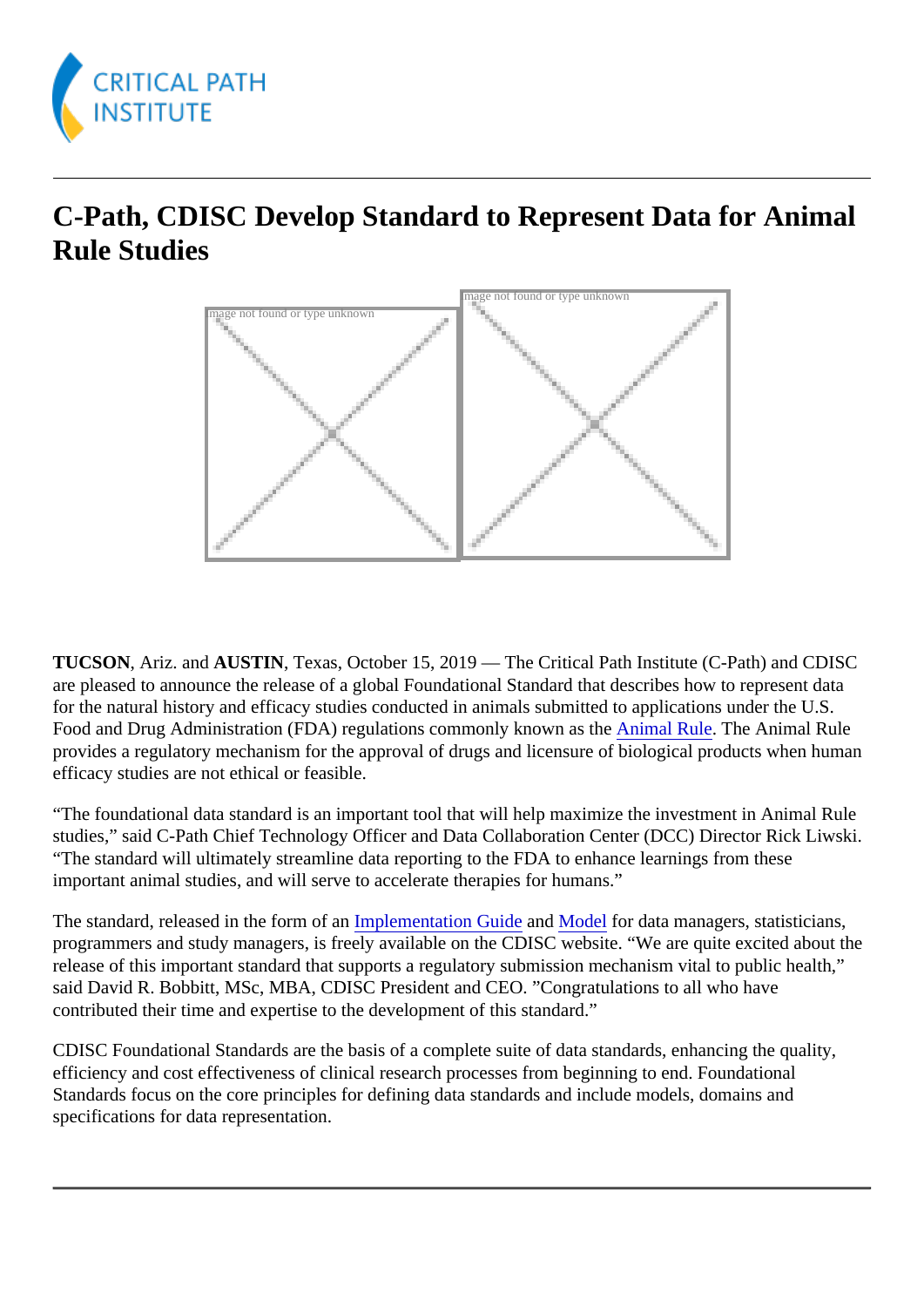# C-Path, CDISC Develop Standard to Represent Data for Animal Rule Studies

**TUCSON**, Ariz. and **AUSTIN**, Texas, October 15, 2019 — The Critical Path Institute (C-Path) and CDISC are pleased to announce the release of a global Foundational Standard that describes how to represent data for the natural history and efficacy studies conducted in animals submitted to applications under the U.S. Food and Drug Administration (FDA) regulations commonly known as the Animal Rule. The Animal Rule provides a regulatory mechanism for the approval of drugs and licensure of biological products when human efficacy studies are not ethical or feasible.

"The foundational data standard is an important tool that will help maximize the investment in Animal Rule studies," said C-Path Chief Technology Officer and Data Collaboration Center (DCC) Director Rick Liwski. "The standard will ultimately streamline data reporting to the FDA to enhance learnings from these important animal studies, and will serve to accelerate therapies for humans."

The standard, released in the form of an Implementation Guide and Model for data managers, statisticians, programmers and study managers, is freely available on the CDISC website. "We are quite excited about the release of this important standard that supports a regulatory submission mechanism vital to public health," said David R. Bobbitt, MSc, MBA, CDISC President and CEO. "Congratulations to all who have contributed their time and expertise to the development of this standard."

CDISC Foundational Standards are the basis of a complete suite of data standards, enhancing the quality, efficiency and cost effectiveness of clinical research processes from beginning to end. Foundational Standards focus on the core principles for defining data standards and include models, domains and specifications for data representation.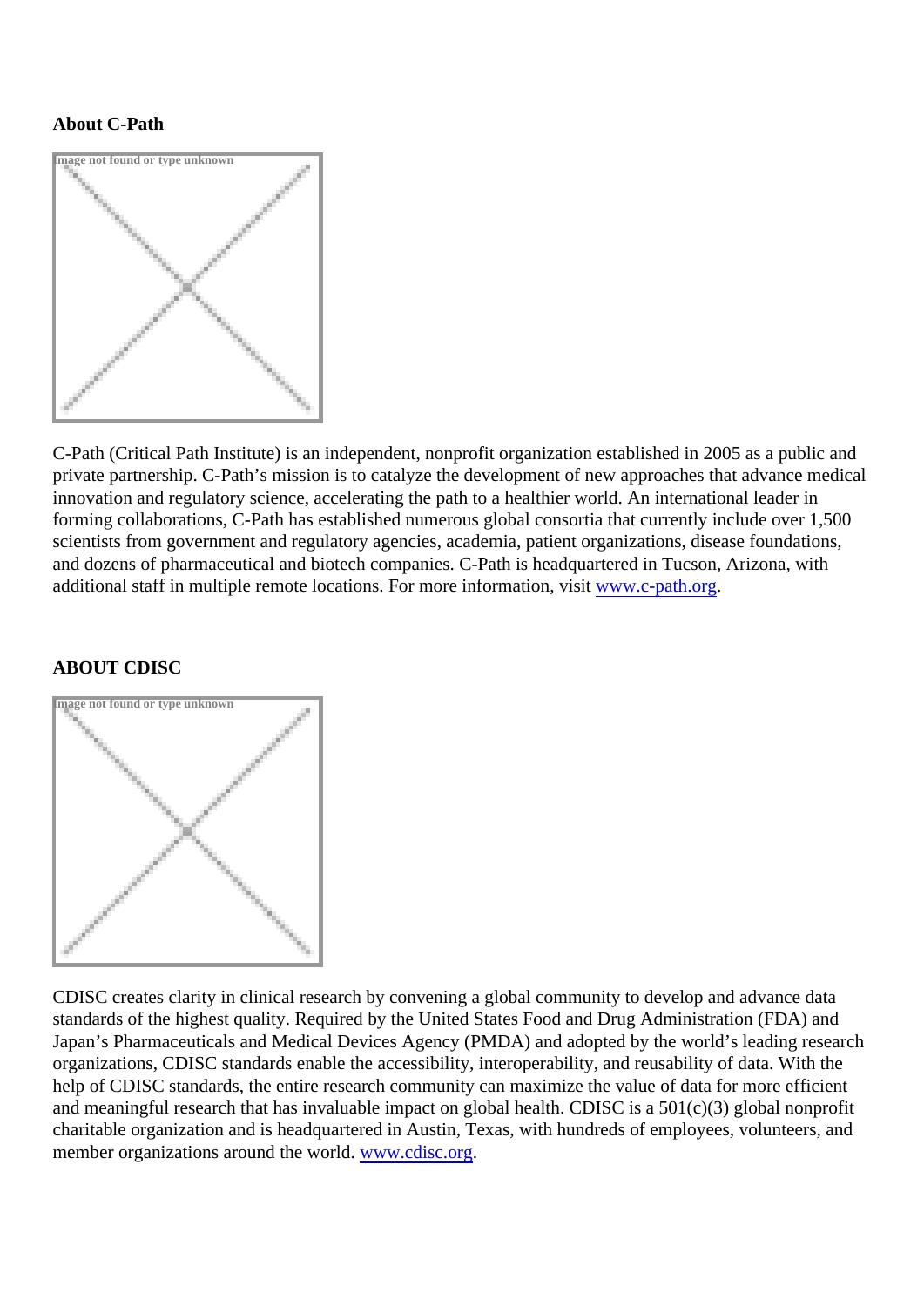**About C-Path**

C-Path (Critical Path Institute) is an independent, nonprofit organization established in 2005 as a public and private partnership. C-Path's mission is to catalyze the development of new approaches that advance medical innovation and regulatory science, accelerating the path to a healthier world. An international leader in forming collaborations, C-Path has established numerous global consortia that currently include over 1,500 scientists from government and regulatory agencies, academia, patient organizations, disease foundations, and dozens of pharmaceutical and biotech companies. C-Path is headquartered in Tucson, Arizona, with additional staff in multiple remote locations. For more information, visit [www.c-path.org](http://www.c-path.org).

**ABOUT CDISC**

CDISC creates clarity in clinical research by convening a global community to develop and advance data standards of the highest quality. Required by the United States Food and Drug Administration (FDA) and Japan's Pharmaceuticals and Medical Devices Agency (PMDA) and adopted by the world's leading research organizations, CDISC standards enable the accessibility, interoperability, and reusability of data. With the help of CDISC standards, the entire research community can maximize the value of data for more efficient and meaningful research that has invaluable impact on global health. CDISC is a 501(c)(3) global nonprofit charitable organization and is headquartered in Austin, Texas, with hundreds of employees, volunteers, and member organizations around the world. [www.cdisc.org](http://www.cdisc.org).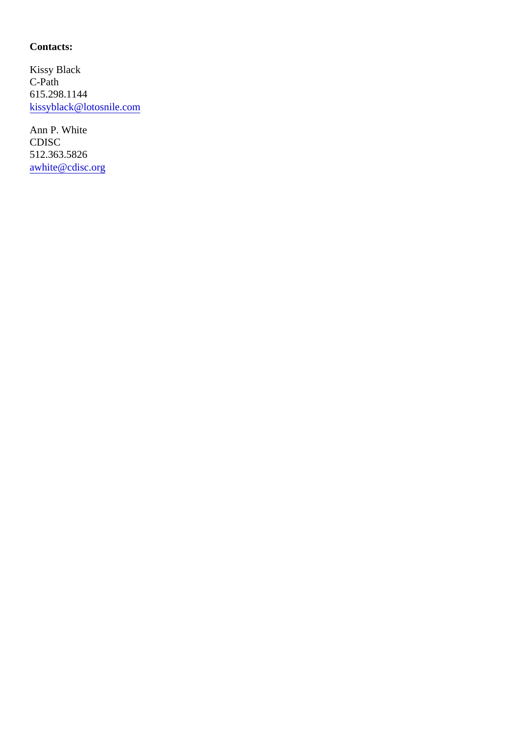**Contacts:**

Kissy Black  
C-Path  
615.298.1144  
kissyblack@lotosnile.com

Ann P. White  
CDISC  
512.363.5826  
awhite@cdisc.org